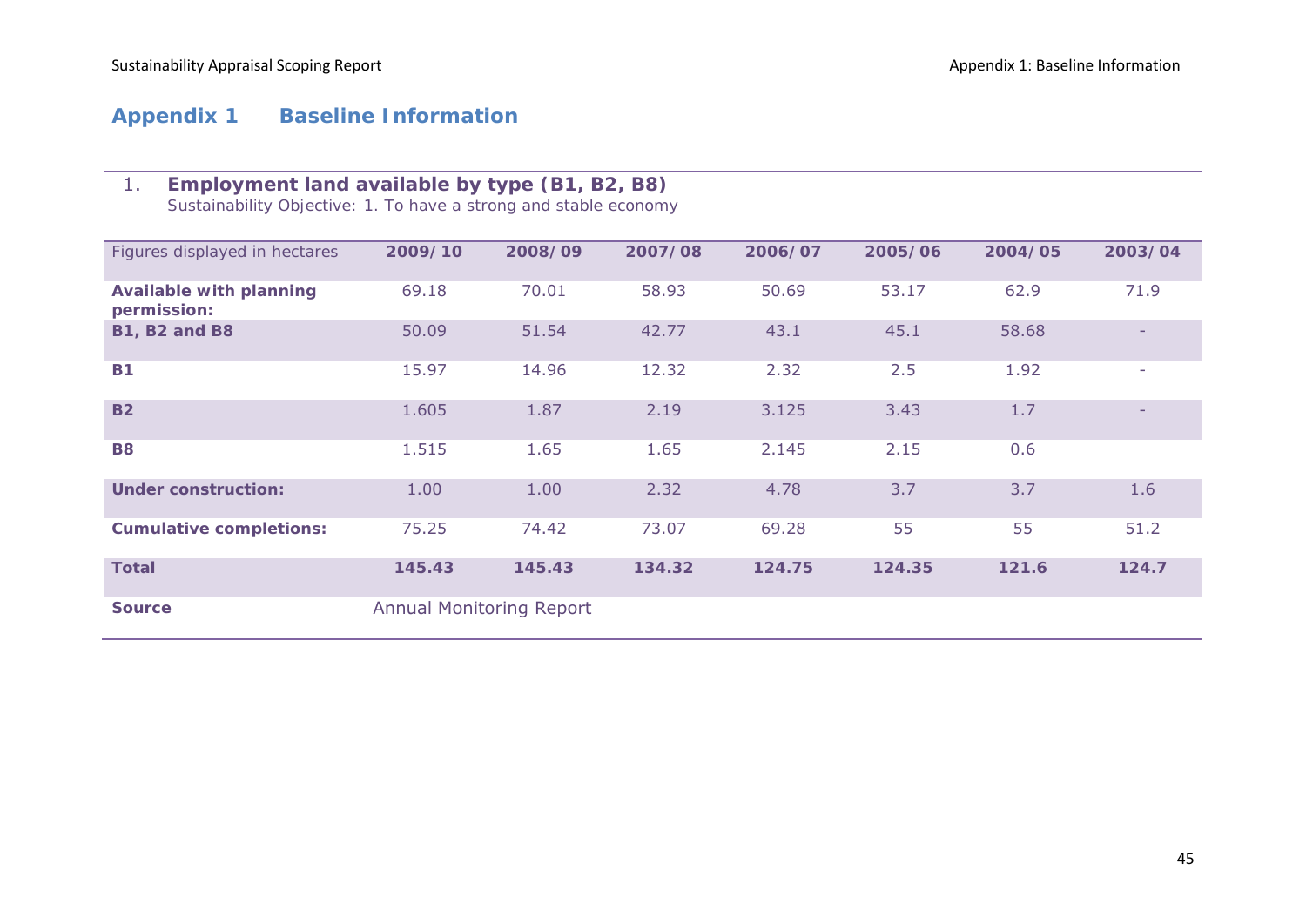# Appendix 1 Baseline Information

## 1. Employment land available by type (B1, B2, B8)

Sustainability Objective: 1. To have a strong and stable economy

| Figures displayed in hectares | 2009/10 | 2008/09 | 2007/08 | 2006/07 | 2005/06 | 2004/05 | 2003/04 |
|---|---|---|---|---|---|---|---|
| **Available with planning permission:** | 69.18 | 70.01 | 58.93 | 50.69 | 53.17 | 62.9 | 71.9 |
| **B1, B2 and B8** | 50.09 | 51.54 | 42.77 | 43.1 | 45.1 | 58.68 | - |
| **B1** | 15.97 | 14.96 | 12.32 | 2.32 | 2.5 | 1.92 | - |
| **B2** | 1.605 | 1.87 | 2.19 | 3.125 | 3.43 | 1.7 | - |
| **B8** | 1.515 | 1.65 | 1.65 | 2.145 | 2.15 | 0.6 | |
| **Under construction:** | 1.00 | 1.00 | 2.32 | 4.78 | 3.7 | 3.7 | 1.6 |
| **Cumulative completions:** | 75.25 | 74.42 | 73.07 | 69.28 | 55 | 55 | 51.2 |
| **Total** | **145.43** | **145.43** | **134.32** | **124.75** | **124.35** | **121.6** | **124.7** |
| **Source** | Annual Monitoring Report | | | | | | |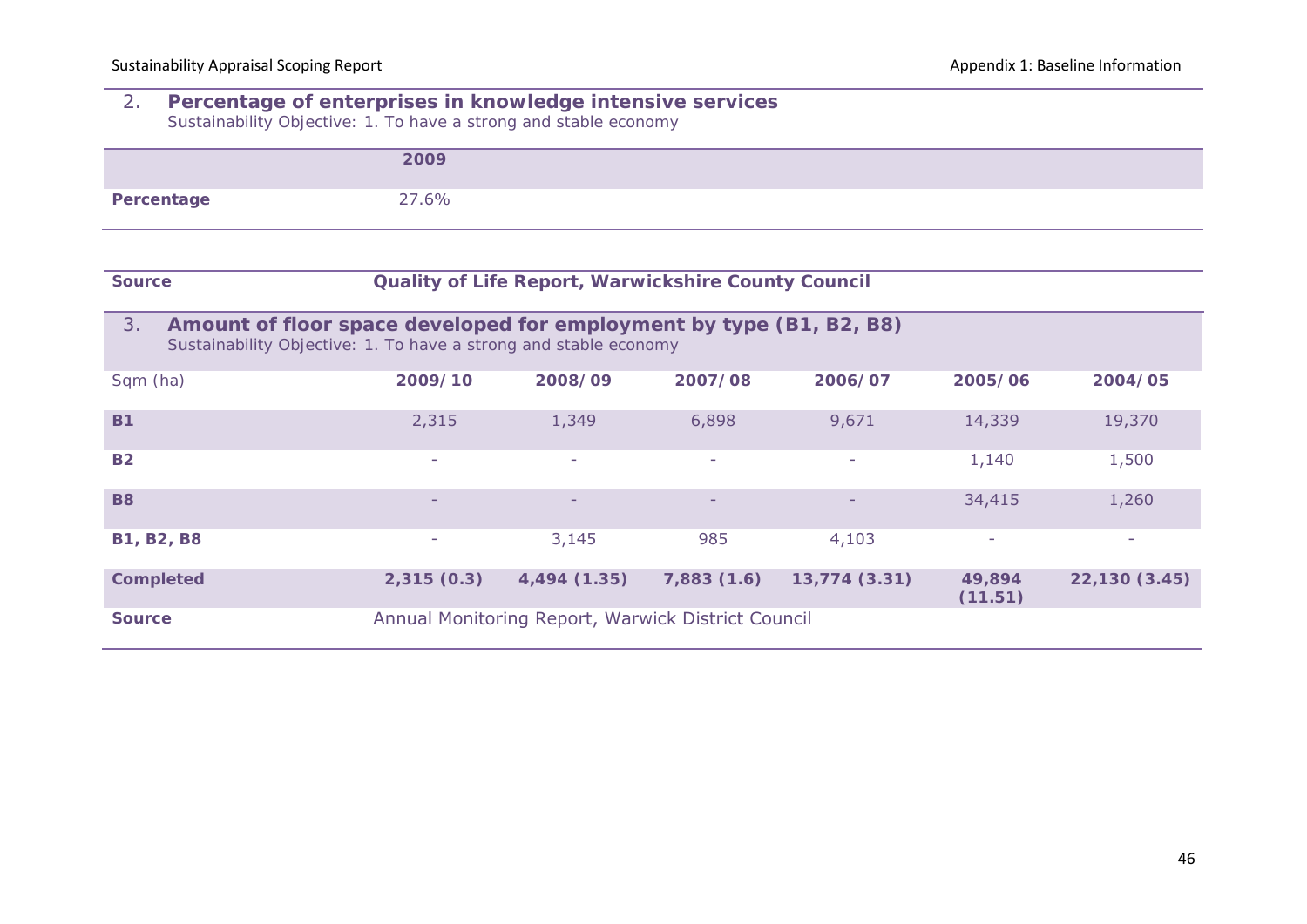## 2. Percentage of enterprises in knowledge intensive services

Sustainability Objective: 1. To have a strong and stable economy

| | 2009 |
|---|---|
| **Percentage** | 27.6% |

| **Source** | **Quality of Life Report, Warwickshire County Council** |
|---|---|

## 3. Amount of floor space developed for employment by type (B1, B2, B8)

Sustainability Objective: 1. To have a strong and stable economy

| Sqm (ha) | 2009/10 | 2008/09 | 2007/08 | 2006/07 | 2005/06 | 2004/05 |
|---|---|---|---|---|---|---|
| **B1** | 2,315 | 1,349 | 6,898 | 9,671 | 14,339 | 19,370 |
| **B2** | - | - | - | - | 1,140 | 1,500 |
| **B8** | - | - | - | - | 34,415 | 1,260 |
| **B1, B2, B8** | - | 3,145 | 985 | 4,103 | - | - |
| **Completed** | **2,315 (0.3)** | **4,494 (1.35)** | **7,883 (1.6)** | **13,774 (3.31)** | **49,894 (11.51)** | **22,130 (3.45)** |
| **Source** | Annual Monitoring Report, Warwick District Council | | | | | |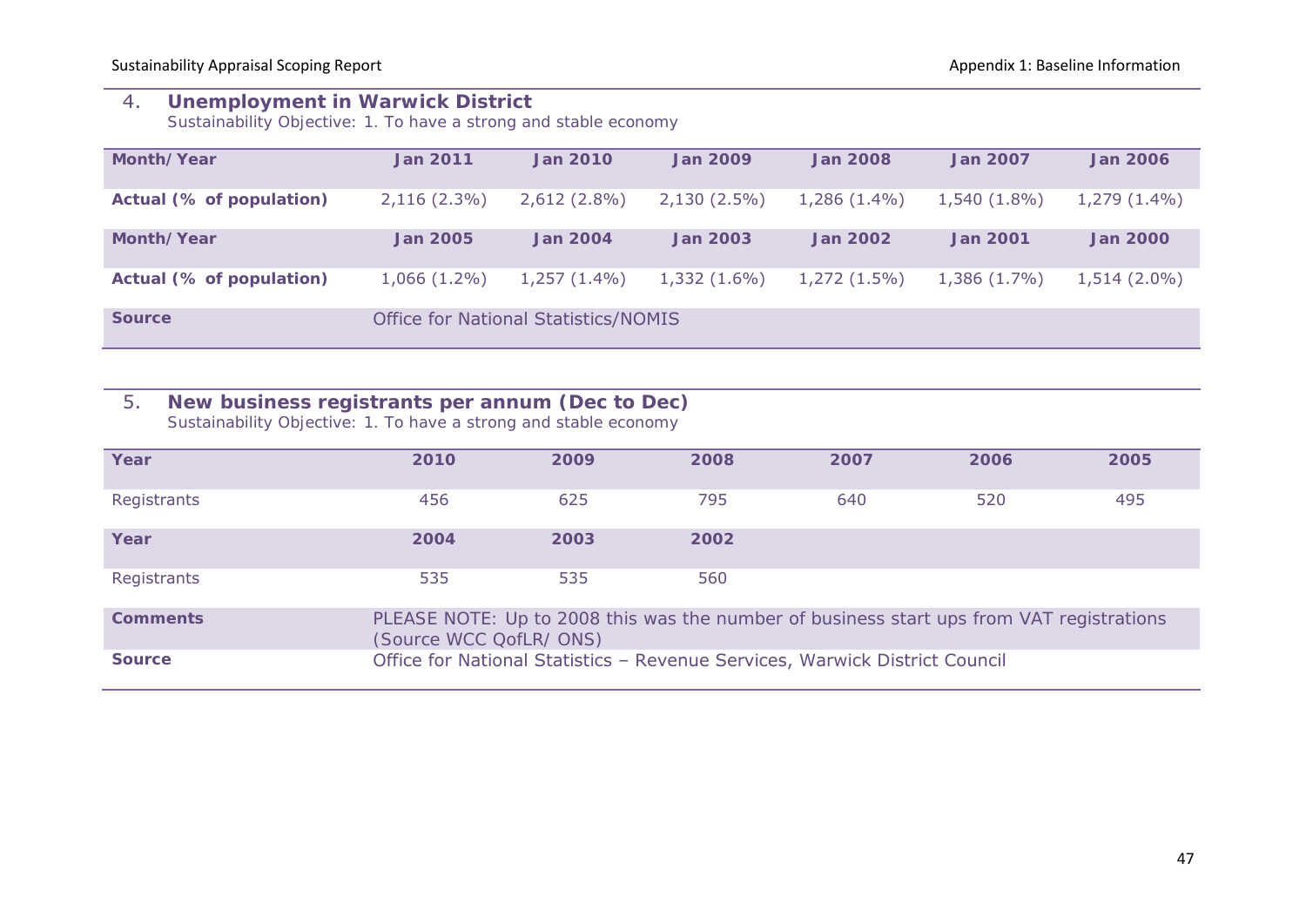## 4. Unemployment in Warwick District

Sustainability Objective: 1. To have a strong and stable economy

| Month/Year | Jan 2011 | Jan 2010 | Jan 2009 | Jan 2008 | Jan 2007 | Jan 2006 |
|---|---|---|---|---|---|---|
| Actual (% of population) | 2,116 (2.3%) | 2,612 (2.8%) | 2,130 (2.5%) | 1,286 (1.4%) | 1,540 (1.8%) | 1,279 (1.4%) |
| **Month/Year** | **Jan 2005** | **Jan 2004** | **Jan 2003** | **Jan 2002** | **Jan 2001** | **Jan 2000** |
| Actual (% of population) | 1,066 (1.2%) | 1,257 (1.4%) | 1,332 (1.6%) | 1,272 (1.5%) | 1,386 (1.7%) | 1,514 (2.0%) |
| **Source** | Office for National Statistics/NOMIS | | | | | |

## 5. New business registrants per annum (Dec to Dec)

Sustainability Objective: 1. To have a strong and stable economy

| Year | 2010 | 2009 | 2008 | 2007 | 2006 | 2005 |
|---|---|---|---|---|---|---|
| Registrants | 456 | 625 | 795 | 640 | 520 | 495 |
| **Year** | **2004** | **2003** | **2002** | | | |
| Registrants | 535 | 535 | 560 | | | |
| **Comments** | PLEASE NOTE: Up to 2008 this was the number of business start ups from VAT registrations (Source WCC QofLR/ ONS) | | | | | |
| **Source** | Office for National Statistics – Revenue Services, Warwick District Council | | | | | |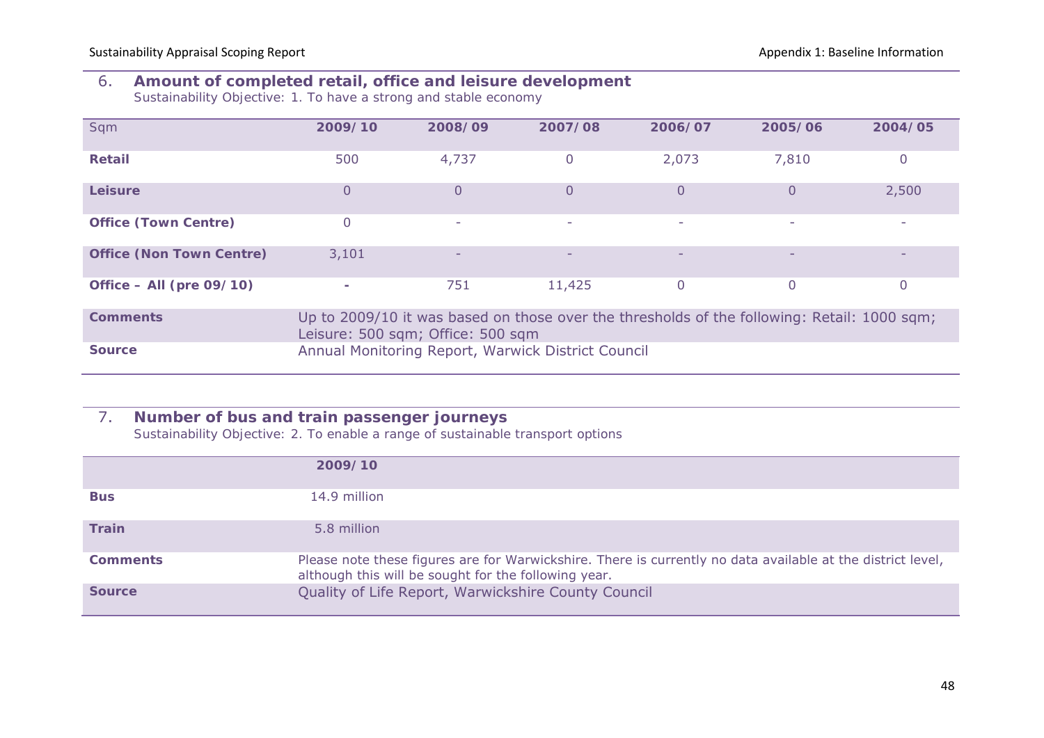## 6. Amount of completed retail, office and leisure development

Sustainability Objective: 1. To have a strong and stable economy

| Sqm | 2009/10 | 2008/09 | 2007/08 | 2006/07 | 2005/06 | 2004/05 |
|---|---|---|---|---|---|---|
| **Retail** | 500 | 4,737 | 0 | 2,073 | 7,810 | 0 |
| **Leisure** | 0 | 0 | 0 | 0 | 0 | 2,500 |
| **Office (Town Centre)** | 0 | - | - | - | - | - |
| **Office (Non Town Centre)** | 3,101 | - | - | - | - | - |
| **Office – All (pre 09/10)** | - | 751 | 11,425 | 0 | 0 | 0 |
| **Comments** | Up to 2009/10 it was based on those over the thresholds of the following: Retail: 1000 sqm; Leisure: 500 sqm; Office: 500 sqm | | | | | |
| **Source** | Annual Monitoring Report, Warwick District Council | | | | | |

## 7. Number of bus and train passenger journeys

Sustainability Objective: 2. To enable a range of sustainable transport options

| | 2009/10 |
|---|---|
| **Bus** | 14.9 million |
| **Train** | 5.8 million |
| **Comments** | Please note these figures are for Warwickshire. There is currently no data available at the district level, although this will be sought for the following year. |
| **Source** | Quality of Life Report, Warwickshire County Council |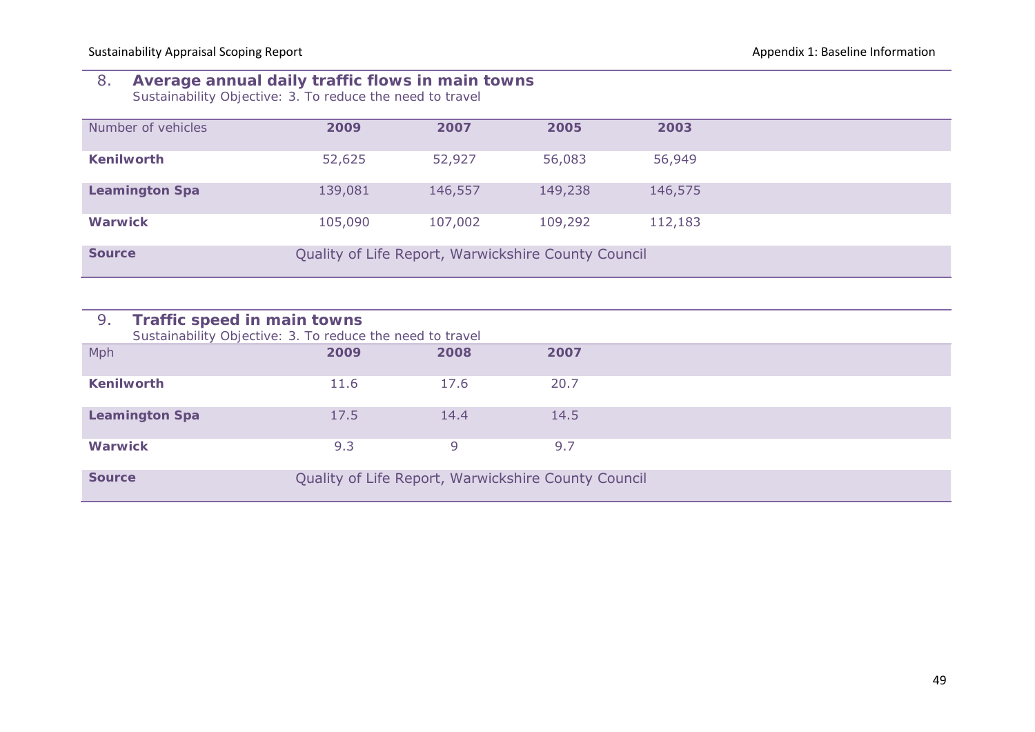## 8. Average annual daily traffic flows in main towns

Sustainability Objective: 3. To reduce the need to travel

| Number of vehicles | 2009 | 2007 | 2005 | 2003 |
| --- | --- | --- | --- | --- |
| **Kenilworth** | 52,625 | 52,927 | 56,083 | 56,949 |
| **Leamington Spa** | 139,081 | 146,557 | 149,238 | 146,575 |
| **Warwick** | 105,090 | 107,002 | 109,292 | 112,183 |
| **Source** | Quality of Life Report, Warwickshire County Council | | | |

## 9. Traffic speed in main towns

Sustainability Objective: 3. To reduce the need to travel

| Mph | 2009 | 2008 | 2007 |
| --- | --- | --- | --- |
| **Kenilworth** | 11.6 | 17.6 | 20.7 |
| **Leamington Spa** | 17.5 | 14.4 | 14.5 |
| **Warwick** | 9.3 | 9 | 9.7 |
| **Source** | Quality of Life Report, Warwickshire County Council | | |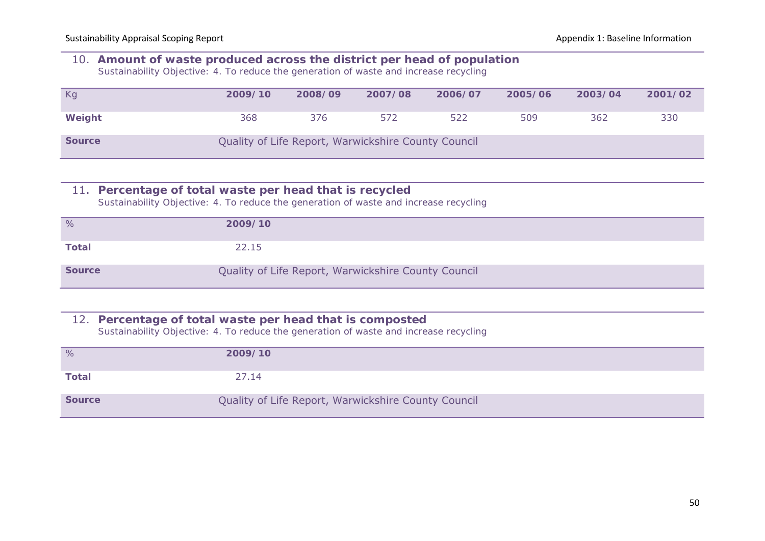## 10. Amount of waste produced across the district per head of population

Sustainability Objective: 4. To reduce the generation of waste and increase recycling

| Kg | 2009/10 | 2008/09 | 2007/08 | 2006/07 | 2005/06 | 2003/04 | 2001/02 |
|---|---|---|---|---|---|---|---|
| **Weight** | 368 | 376 | 572 | 522 | 509 | 362 | 330 |
| **Source** | Quality of Life Report, Warwickshire County Council | | | | | | |

## 11. Percentage of total waste per head that is recycled

Sustainability Objective: 4. To reduce the generation of waste and increase recycling

| % | 2009/10 |
|---|---|
| **Total** | 22.15 |
| **Source** | Quality of Life Report, Warwickshire County Council |

## 12. Percentage of total waste per head that is composted

Sustainability Objective: 4. To reduce the generation of waste and increase recycling

| % | 2009/10 |
|---|---|
| **Total** | 27.14 |
| **Source** | Quality of Life Report, Warwickshire County Council |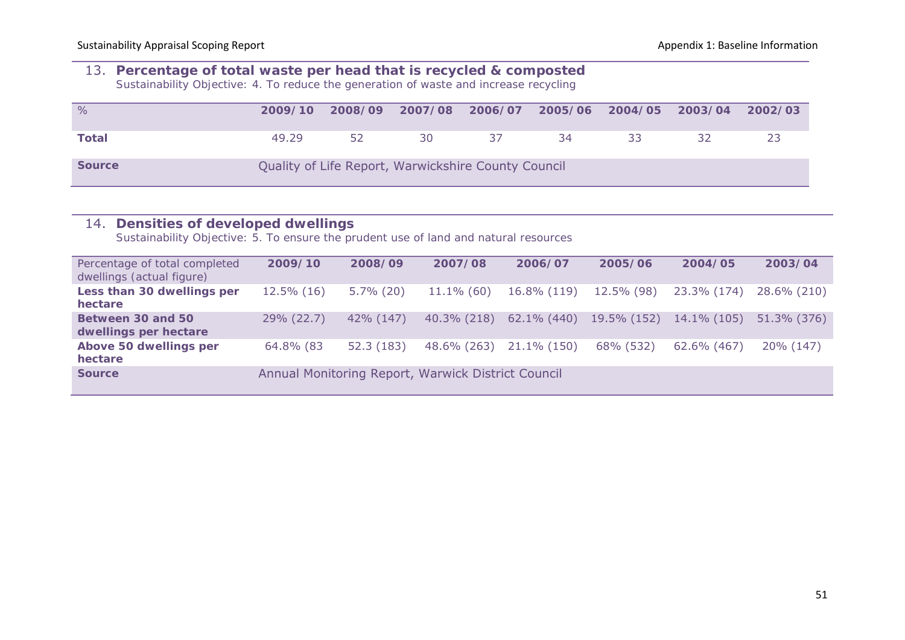## 13. Percentage of total waste per head that is recycled & composted

Sustainability Objective: 4. To reduce the generation of waste and increase recycling

| % | 2009/10 | 2008/09 | 2007/08 | 2006/07 | 2005/06 | 2004/05 | 2003/04 | 2002/03 |
|---|---|---|---|---|---|---|---|---|
| **Total** | 49.29 | 52 | 30 | 37 | 34 | 33 | 32 | 23 |
| **Source** | Quality of Life Report, Warwickshire County Council | | | | | | | |

## 14. Densities of developed dwellings

Sustainability Objective: 5. To ensure the prudent use of land and natural resources

| Percentage of total completed dwellings (actual figure) | 2009/10 | 2008/09 | 2007/08 | 2006/07 | 2005/06 | 2004/05 | 2003/04 |
|---|---|---|---|---|---|---|---|
| **Less than 30 dwellings per hectare** | 12.5% (16) | 5.7% (20) | 11.1% (60) | 16.8% (119) | 12.5% (98) | 23.3% (174) | 28.6% (210) |
| **Between 30 and 50 dwellings per hectare** | 29% (22.7) | 42% (147) | 40.3% (218) | 62.1% (440) | 19.5% (152) | 14.1% (105) | 51.3% (376) |
| **Above 50 dwellings per hectare** | 64.8% (83 | 52.3 (183) | 48.6% (263) | 21.1% (150) | 68% (532) | 62.6% (467) | 20% (147) |
| **Source** | Annual Monitoring Report, Warwick District Council | | | | | | |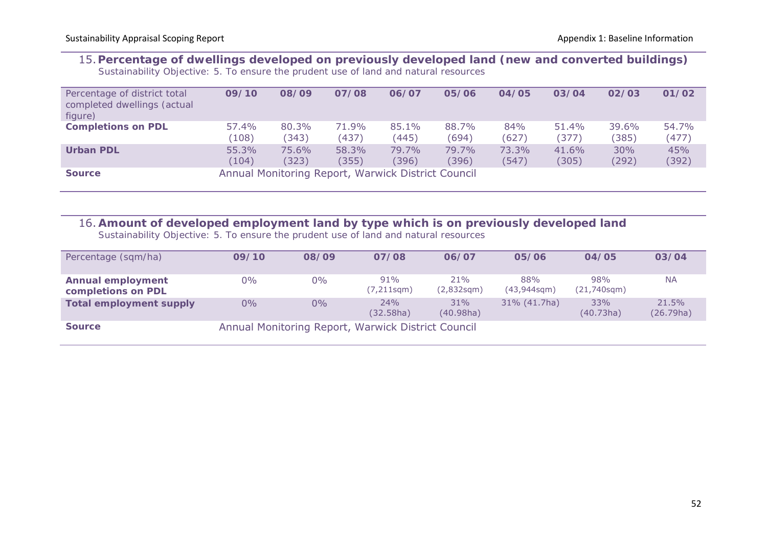### 15. Percentage of dwellings developed on previously developed land (new and converted buildings)

Sustainability Objective: 5. To ensure the prudent use of land and natural resources

| Percentage of district total completed dwellings (actual figure) | 09/10 | 08/09 | 07/08 | 06/07 | 05/06 | 04/05 | 03/04 | 02/03 | 01/02 |
|---|---|---|---|---|---|---|---|---|---|
| **Completions on PDL** | 57.4% (108) | 80.3% (343) | 71.9% (437) | 85.1% (445) | 88.7% (694) | 84% (627) | 51.4% (377) | 39.6% (385) | 54.7% (477) |
| **Urban PDL** | 55.3% (104) | 75.6% (323) | 58.3% (355) | 79.7% (396) | 79.7% (396) | 73.3% (547) | 41.6% (305) | 30% (292) | 45% (392) |
| **Source** | Annual Monitoring Report, Warwick District Council | | | | | | | | |

### 16. Amount of developed employment land by type which is on previously developed land

Sustainability Objective: 5. To ensure the prudent use of land and natural resources

| Percentage (sqm/ha) | 09/10 | 08/09 | 07/08 | 06/07 | 05/06 | 04/05 | 03/04 |
|---|---|---|---|---|---|---|---|
| **Annual employment completions on PDL** | 0% | 0% | 91% (7,211sqm) | 21% (2,832sqm) | 88% (43,944sqm) | 98% (21,740sqm) | NA |
| **Total employment supply** | 0% | 0% | 24% (32.58ha) | 31% (40.98ha) | 31% (41.7ha) | 33% (40.73ha) | 21.5% (26.79ha) |
| **Source** | Annual Monitoring Report, Warwick District Council | | | | | | |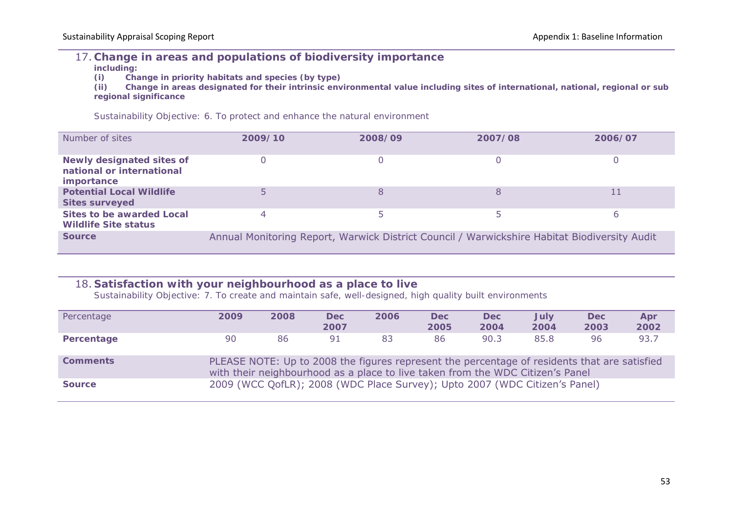## 17. Change in areas and populations of biodiversity importance

**including:**

**(i) Change in priority habitats and species (by type)**

**(ii) Change in areas designated for their intrinsic environmental value including sites of international, national, regional or sub regional significance**

Sustainability Objective: 6. To protect and enhance the natural environment

| Number of sites | 2009/10 | 2008/09 | 2007/08 | 2006/07 |
|---|---|---|---|---|
| **Newly designated sites of national or international importance** | 0 | 0 | 0 | 0 |
| **Potential Local Wildlife Sites surveyed** | 5 | 8 | 8 | 11 |
| **Sites to be awarded Local Wildlife Site status** | 4 | 5 | 5 | 6 |
| **Source** | Annual Monitoring Report, Warwick District Council / Warwickshire Habitat Biodiversity Audit | | | |

## 18. Satisfaction with your neighbourhood as a place to live

Sustainability Objective: 7. To create and maintain safe, well-designed, high quality built environments

| Percentage | 2009 | 2008 | Dec 2007 | 2006 | Dec 2005 | Dec 2004 | July 2004 | Dec 2003 | Apr 2002 |
|---|---|---|---|---|---|---|---|---|---|
| **Percentage** | 90 | 86 | 91 | 83 | 86 | 90.3 | 85.8 | 96 | 93.7 |
| **Comments** | PLEASE NOTE: Up to 2008 the figures represent the percentage of residents that are satisfied with their neighbourhood as a place to live taken from the WDC Citizen's Panel | | | | | | | | |
| **Source** | 2009 (WCC QofLR); 2008 (WDC Place Survey); Upto 2007 (WDC Citizen's Panel) | | | | | | | | |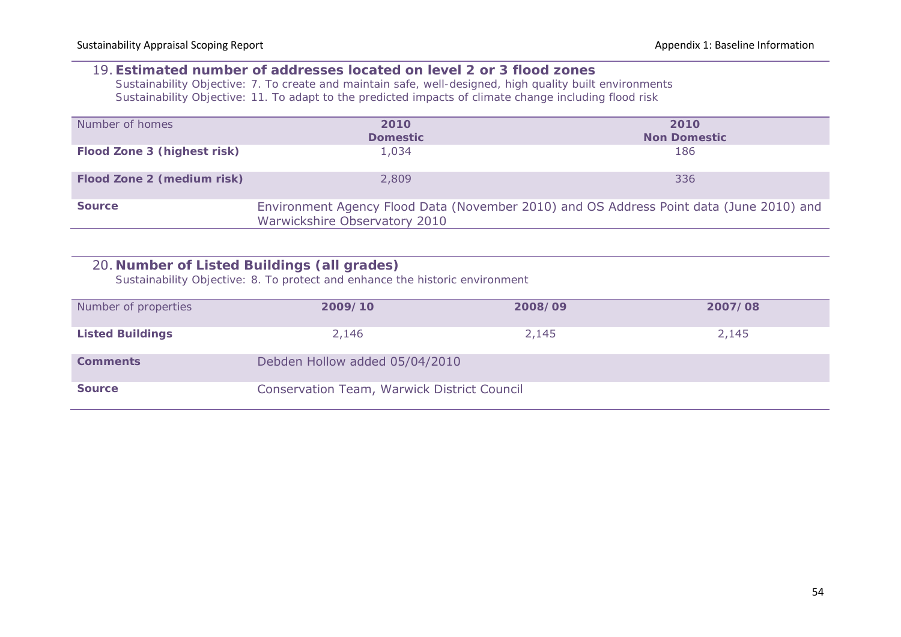## 19. Estimated number of addresses located on level 2 or 3 flood zones

Sustainability Objective: 7. To create and maintain safe, well-designed, high quality built environments

Sustainability Objective: 11. To adapt to the predicted impacts of climate change including flood risk

| Number of homes | 2010 Domestic | 2010 Non Domestic |
|---|---|---|
| **Flood Zone 3 (highest risk)** | 1,034 | 186 |
| **Flood Zone 2 (medium risk)** | 2,809 | 336 |
| **Source** | Environment Agency Flood Data (November 2010) and OS Address Point data (June 2010) and Warwickshire Observatory 2010 | |

## 20. Number of Listed Buildings (all grades)

Sustainability Objective: 8. To protect and enhance the historic environment

| Number of properties | 2009/10 | 2008/09 | 2007/08 |
|---|---|---|---|
| **Listed Buildings** | 2,146 | 2,145 | 2,145 |
| **Comments** | Debden Hollow added 05/04/2010 | | |
| **Source** | Conservation Team, Warwick District Council | | |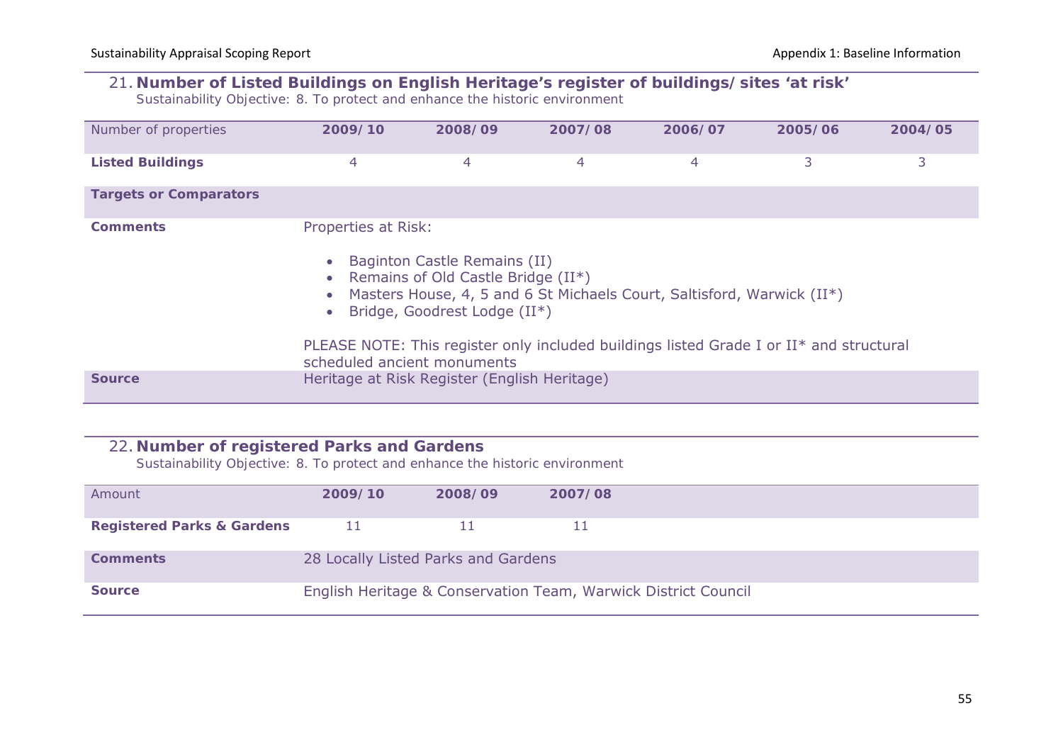## 21. Number of Listed Buildings on English Heritage's register of buildings/sites 'at risk'

Sustainability Objective: 8. To protect and enhance the historic environment

| Number of properties | 2009/10 | 2008/09 | 2007/08 | 2006/07 | 2005/06 | 2004/05 |
|---|---|---|---|---|---|---|
| **Listed Buildings** | 4 | 4 | 4 | 4 | 3 | 3 |
| **Targets or Comparators** | | | | | | |
| **Comments** | Properties at Risk:<br>• Baginton Castle Remains (II)<br>• Remains of Old Castle Bridge (II*)<br>• Masters House, 4, 5 and 6 St Michaels Court, Saltisford, Warwick (II*)<br>• Bridge, Goodrest Lodge (II*)<br><br>PLEASE NOTE: This register only included buildings listed Grade I or II* and structural scheduled ancient monuments | | | | | |
| **Source** | Heritage at Risk Register (English Heritage) | | | | | |

## 22. Number of registered Parks and Gardens

Sustainability Objective: 8. To protect and enhance the historic environment

| Amount | 2009/10 | 2008/09 | 2007/08 |
|---|---|---|---|
| **Registered Parks & Gardens** | 11 | 11 | 11 |
| **Comments** | 28 Locally Listed Parks and Gardens | | |
| **Source** | English Heritage & Conservation Team, Warwick District Council | | |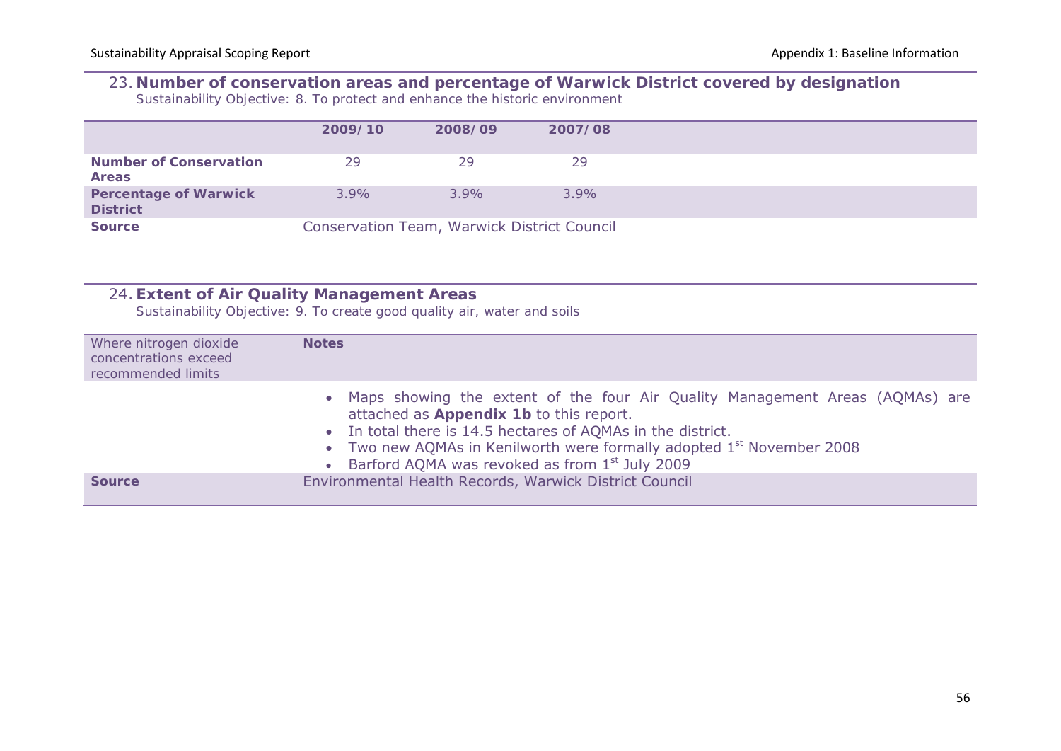## 23. Number of conservation areas and percentage of Warwick District covered by designation

*Sustainability Objective: 8. To protect and enhance the historic environment*

| | 2009/10 | 2008/09 | 2007/08 |
|---|---|---|---|
| **Number of Conservation Areas** | 29 | 29 | 29 |
| **Percentage of Warwick District** | 3.9% | 3.9% | 3.9% |
| **Source** | Conservation Team, Warwick District Council | | |

## 24. Extent of Air Quality Management Areas

*Sustainability Objective: 9. To create good quality air, water and soils*

| Where nitrogen dioxide concentrations exceed recommended limits | **Notes** |
|---|---|
| | • Maps showing the extent of the four Air Quality Management Areas (AQMAs) are attached as **Appendix 1b** to this report.<br>• In total there is 14.5 hectares of AQMAs in the district.<br>• Two new AQMAs in Kenilworth were formally adopted 1st November 2008<br>• Barford AQMA was revoked as from 1st July 2009 |
| **Source** | Environmental Health Records, Warwick District Council |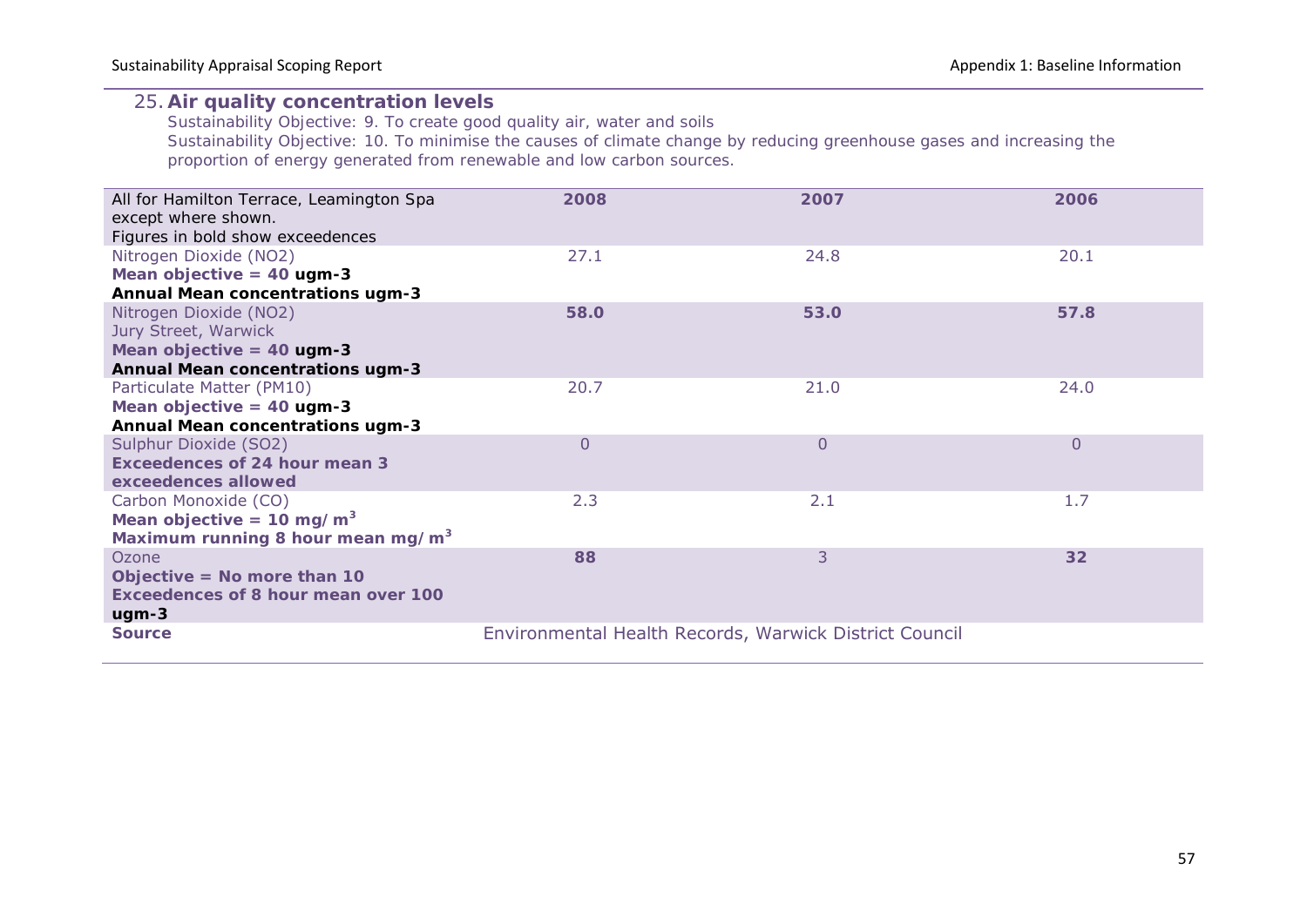## 25. Air quality concentration levels

Sustainability Objective: 9. To create good quality air, water and soils

Sustainability Objective: 10. To minimise the causes of climate change by reducing greenhouse gases and increasing the proportion of energy generated from renewable and low carbon sources.

| All for Hamilton Terrace, Leamington Spa except where shown. Figures in bold show exceedences | 2008 | 2007 | 2006 |
|---|---|---|---|
| Nitrogen Dioxide ($NO_2$) **Mean objective = 40 ugm-3** **Annual Mean concentrations ugm-3** | 27.1 | 24.8 | 20.1 |
| Nitrogen Dioxide ($NO_2$) Jury Street, Warwick **Mean objective = 40 ugm-3** **Annual Mean concentrations ugm-3** | **58.0** | **53.0** | **57.8** |
| Particulate Matter ($PM_{10}$) **Mean objective = 40 ugm-3** **Annual Mean concentrations ugm-3** | 20.7 | 21.0 | 24.0 |
| Sulphur Dioxide ($SO_2$) **Exceedences of 24 hour mean 3 exceedences allowed** | 0 | 0 | 0 |
| Carbon Monoxide (CO) **Mean objective = 10 mg/m$^3$** **Maximum running 8 hour mean mg/m$^3$** | 2.3 | 2.1 | 1.7 |
| Ozone **Objective = No more than 10 Exceedences of 8 hour mean over 100 ugm-3** | **88** | 3 | **32** |
| **Source** | Environmental Health Records, Warwick District Council | | |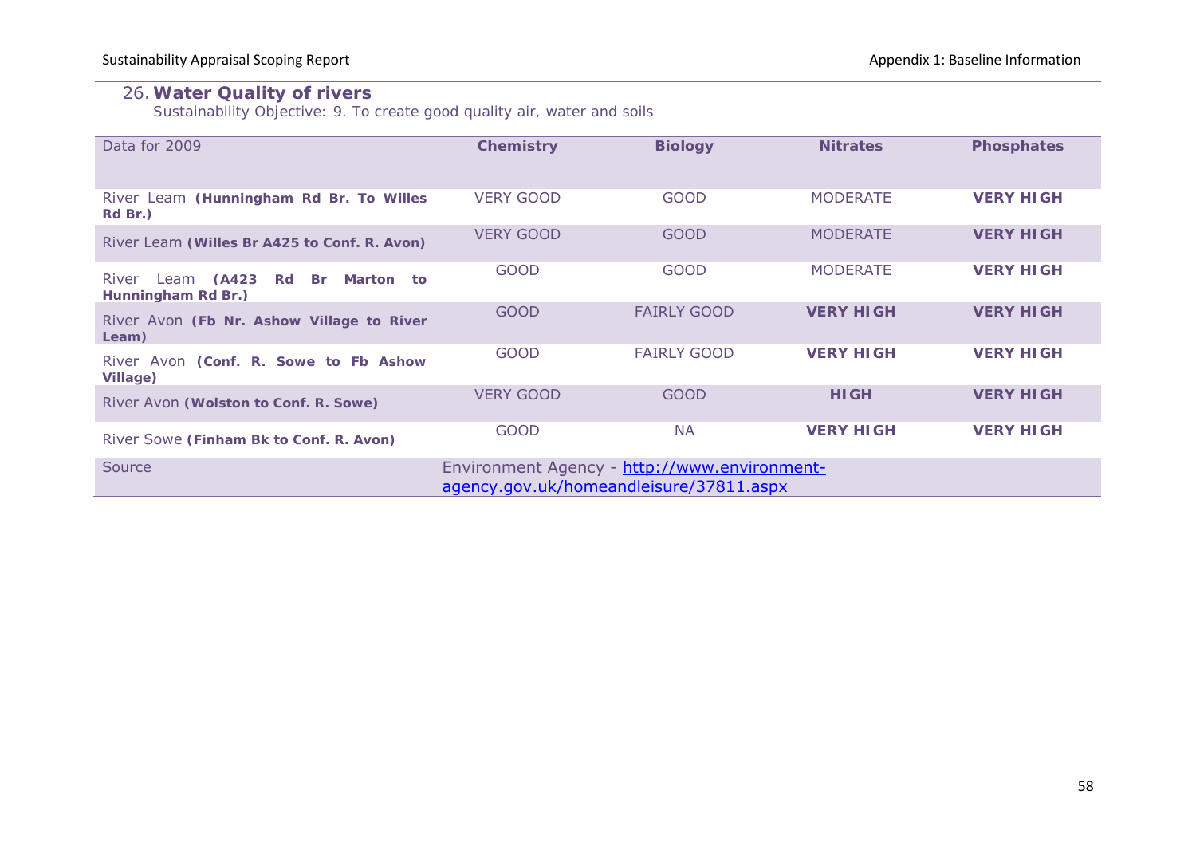## 26. Water Quality of rivers

Sustainability Objective: 9. To create good quality air, water and soils

| Data for 2009 | Chemistry | Biology | Nitrates | Phosphates |
|---|---|---|---|---|
| River Leam **(Hunningham Rd Br. To Willes Rd Br.)** | VERY GOOD | GOOD | MODERATE | **VERY HIGH** |
| River Leam **(Willes Br A425 to Conf. R. Avon)** | VERY GOOD | GOOD | MODERATE | **VERY HIGH** |
| River Leam **(A423 Rd Br Marton to Hunningham Rd Br.)** | GOOD | GOOD | MODERATE | **VERY HIGH** |
| River Avon **(Fb Nr. Ashow Village to River Leam)** | GOOD | FAIRLY GOOD | **VERY HIGH** | **VERY HIGH** |
| River Avon **(Conf. R. Sowe to Fb Ashow Village)** | GOOD | FAIRLY GOOD | **VERY HIGH** | **VERY HIGH** |
| River Avon **(Wolston to Conf. R. Sowe)** | VERY GOOD | GOOD | **HIGH** | **VERY HIGH** |
| River Sowe **(Finham Bk to Conf. R. Avon)** | GOOD | NA | **VERY HIGH** | **VERY HIGH** |
| Source | Environment Agency - http://www.environment-agency.gov.uk/homeandleisure/37811.aspx | | | |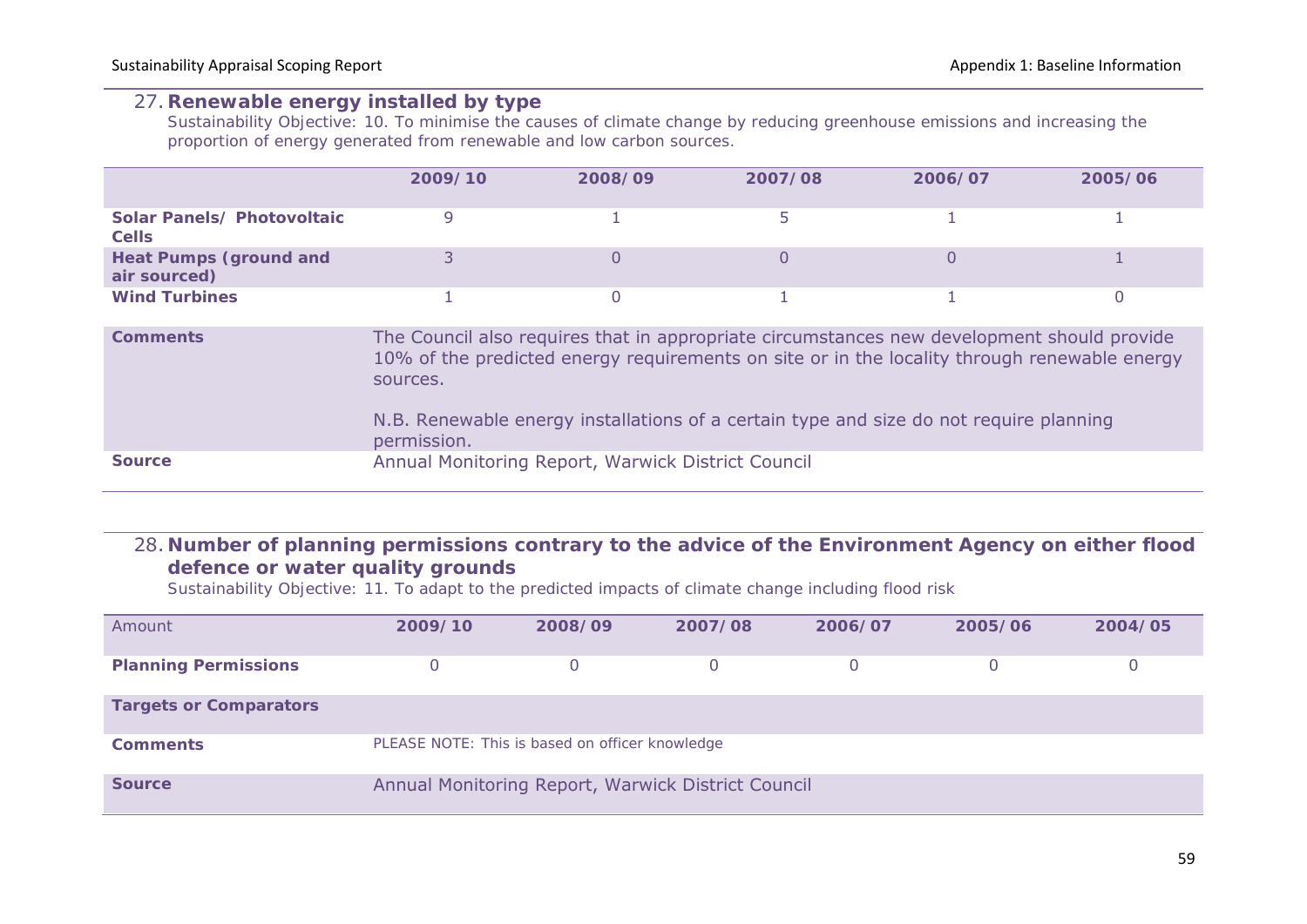## 27. Renewable energy installed by type

Sustainability Objective: 10. To minimise the causes of climate change by reducing greenhouse emissions and increasing the proportion of energy generated from renewable and low carbon sources.

| | 2009/10 | 2008/09 | 2007/08 | 2006/07 | 2005/06 |
|---|---|---|---|---|---|
| **Solar Panels/ Photovoltaic Cells** | 9 | 1 | 5 | 1 | 1 |
| **Heat Pumps (ground and air sourced)** | 3 | 0 | 0 | 0 | 1 |
| **Wind Turbines** | 1 | 0 | 1 | 1 | 0 |
| **Comments** | The Council also requires that in appropriate circumstances new development should provide 10% of the predicted energy requirements on site or in the locality through renewable energy sources. N.B. Renewable energy installations of a certain type and size do not require planning permission. | | | | |
| **Source** | Annual Monitoring Report, Warwick District Council | | | | |

## 28. Number of planning permissions contrary to the advice of the Environment Agency on either flood defence or water quality grounds

Sustainability Objective: 11. To adapt to the predicted impacts of climate change including flood risk

| Amount | 2009/10 | 2008/09 | 2007/08 | 2006/07 | 2005/06 | 2004/05 |
|---|---|---|---|---|---|---|
| **Planning Permissions** | 0 | 0 | 0 | 0 | 0 | 0 |
| **Targets or Comparators** | | | | | | |
| **Comments** | PLEASE NOTE: This is based on officer knowledge | | | | | |
| **Source** | Annual Monitoring Report, Warwick District Council | | | | | |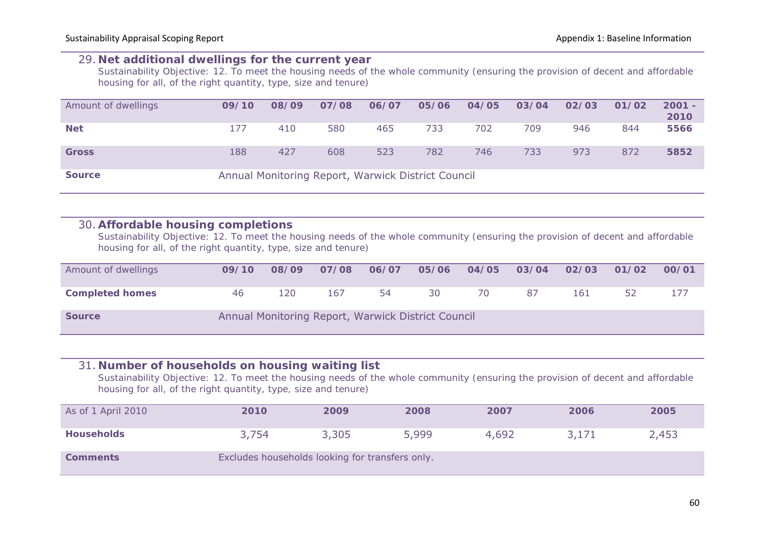## 29. Net additional dwellings for the current year

Sustainability Objective: 12. To meet the housing needs of the whole community (ensuring the provision of decent and affordable housing for all, of the right quantity, type, size and tenure)

| Amount of dwellings | 09/10 | 08/09 | 07/08 | 06/07 | 05/06 | 04/05 | 03/04 | 02/03 | 01/02 | 2001 - 2010 |
|---|---|---|---|---|---|---|---|---|---|---|
| **Net** | 177 | 410 | 580 | 465 | 733 | 702 | 709 | 946 | 844 | **5566** |
| **Gross** | 188 | 427 | 608 | 523 | 782 | 746 | 733 | 973 | 872 | **5852** |
| **Source** | Annual Monitoring Report, Warwick District Council | | | | | | | | | |

## 30. Affordable housing completions

Sustainability Objective: 12. To meet the housing needs of the whole community (ensuring the provision of decent and affordable housing for all, of the right quantity, type, size and tenure)

| Amount of dwellings | 09/10 | 08/09 | 07/08 | 06/07 | 05/06 | 04/05 | 03/04 | 02/03 | 01/02 | 00/01 |
|---|---|---|---|---|---|---|---|---|---|---|
| **Completed homes** | 46 | 120 | 167 | 54 | 30 | 70 | 87 | 161 | 52 | 177 |
| **Source** | Annual Monitoring Report, Warwick District Council | | | | | | | | | |

## 31. Number of households on housing waiting list

Sustainability Objective: 12. To meet the housing needs of the whole community (ensuring the provision of decent and affordable housing for all, of the right quantity, type, size and tenure)

| As of 1 April 2010 | 2010 | 2009 | 2008 | 2007 | 2006 | 2005 |
|---|---|---|---|---|---|---|
| **Households** | 3,754 | 3,305 | 5,999 | 4,692 | 3,171 | 2,453 |
| **Comments** | Excludes households looking for transfers only. | | | | | |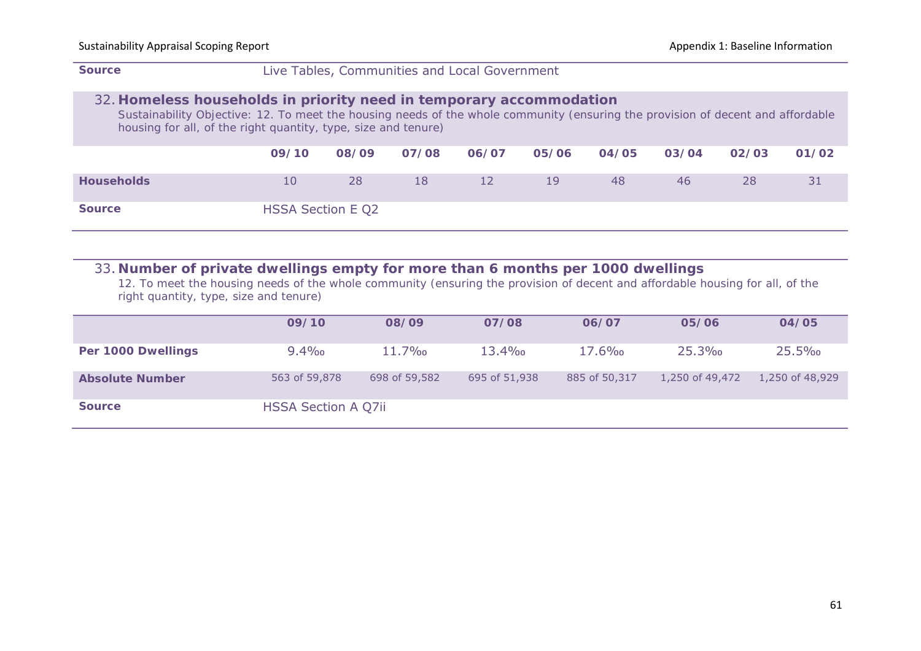| Source | Live Tables, Communities and Local Government |
|---|---|

## 32. Homeless households in priority need in temporary accommodation

Sustainability Objective: 12. To meet the housing needs of the whole community (ensuring the provision of decent and affordable housing for all, of the right quantity, type, size and tenure)

| | 09/10 | 08/09 | 07/08 | 06/07 | 05/06 | 04/05 | 03/04 | 02/03 | 01/02 |
|---|---|---|---|---|---|---|---|---|---|
| **Households** | 10 | 28 | 18 | 12 | 19 | 48 | 46 | 28 | 31 |
| **Source** | HSSA Section E Q2 | | | | | | | | |

## 33. Number of private dwellings empty for more than 6 months per 1000 dwellings

12. To meet the housing needs of the whole community (ensuring the provision of decent and affordable housing for all, of the right quantity, type, size and tenure)

| | 09/10 | 08/09 | 07/08 | 06/07 | 05/06 | 04/05 |
|---|---|---|---|---|---|---|
| **Per 1000 Dwellings** | 9.4‰ | 11.7‰ | 13.4‰ | 17.6‰ | 25.3‰ | 25.5‰ |
| **Absolute Number** | 563 of 59,878 | 698 of 59,582 | 695 of 51,938 | 885 of 50,317 | 1,250 of 49,472 | 1,250 of 48,929 |
| **Source** | HSSA Section A Q7ii | | | | | |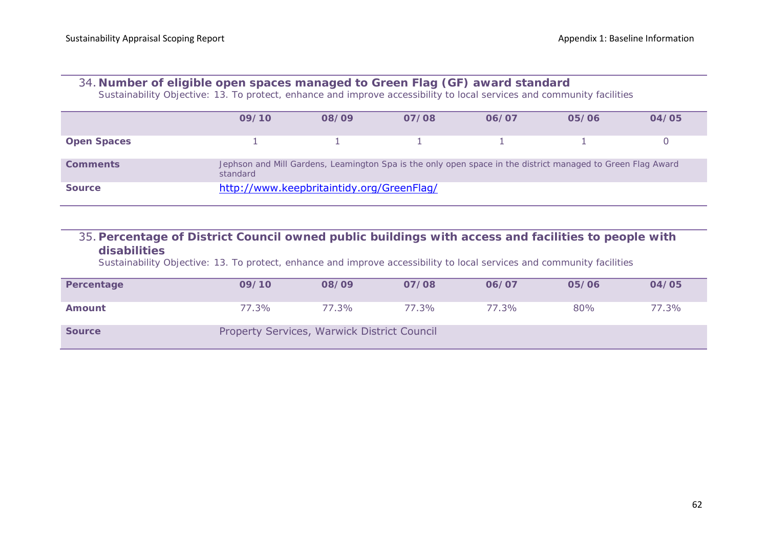## 34. Number of eligible open spaces managed to Green Flag (GF) award standard

Sustainability Objective: 13. To protect, enhance and improve accessibility to local services and community facilities

| | 09/10 | 08/09 | 07/08 | 06/07 | 05/06 | 04/05 |
|---|---|---|---|---|---|---|
| **Open Spaces** | 1 | 1 | 1 | 1 | 1 | 0 |
| **Comments** | Jephson and Mill Gardens, Leamington Spa is the only open space in the district managed to Green Flag Award standard | | | | | |
| **Source** | http://www.keepbritaintidy.org/GreenFlag/ | | | | | |

## 35. Percentage of District Council owned public buildings with access and facilities to people with disabilities

Sustainability Objective: 13. To protect, enhance and improve accessibility to local services and community facilities

| Percentage | 09/10 | 08/09 | 07/08 | 06/07 | 05/06 | 04/05 |
|---|---|---|---|---|---|---|
| **Amount** | 77.3% | 77.3% | 77.3% | 77.3% | 80% | 77.3% |
| **Source** | Property Services, Warwick District Council | | | | | |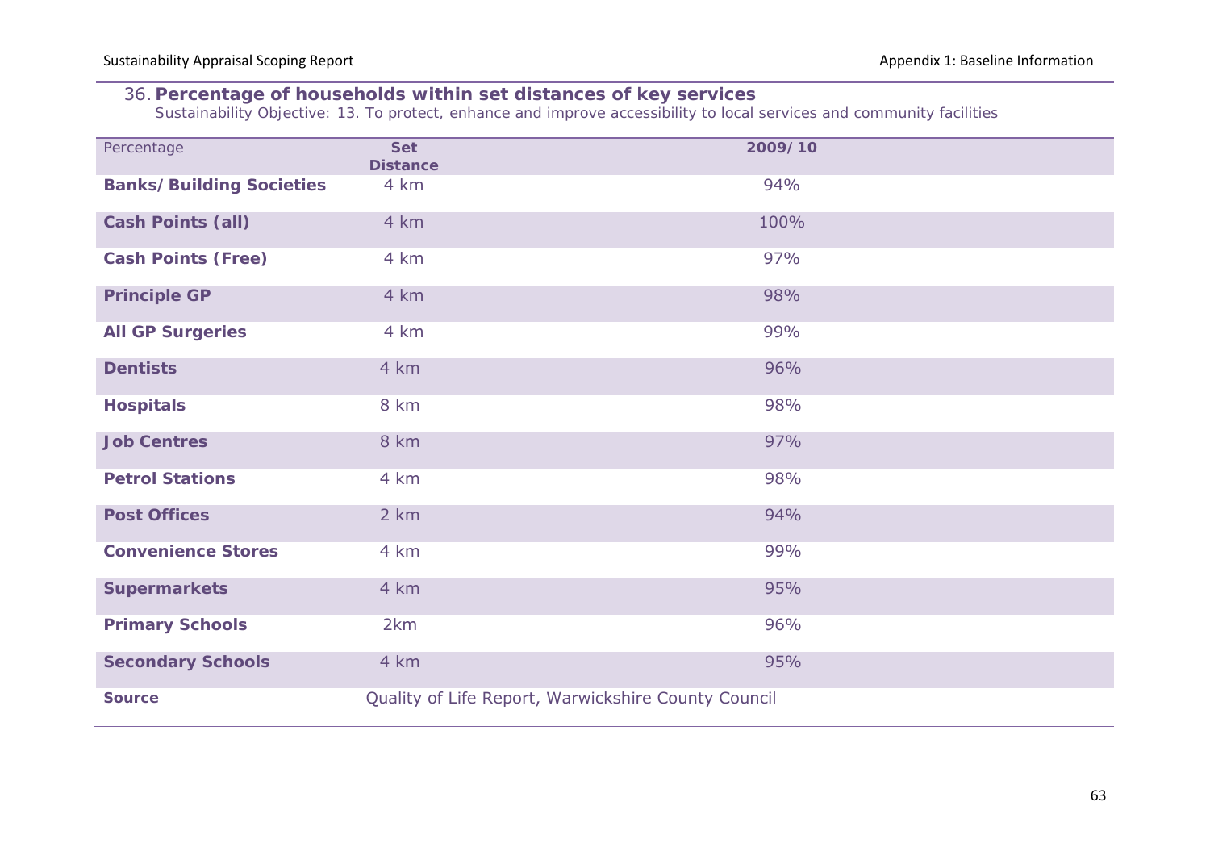### 36. **Percentage of households within set distances of key services**

Sustainability Objective: 13. To protect, enhance and improve accessibility to local services and community facilities

| Percentage | Set Distance | 2009/10 |
|---|---|---|
| **Banks/Building Societies** | 4 km | 94% |
| **Cash Points (all)** | 4 km | 100% |
| **Cash Points (Free)** | 4 km | 97% |
| **Principle GP** | 4 km | 98% |
| **All GP Surgeries** | 4 km | 99% |
| **Dentists** | 4 km | 96% |
| **Hospitals** | 8 km | 98% |
| **Job Centres** | 8 km | 97% |
| **Petrol Stations** | 4 km | 98% |
| **Post Offices** | 2 km | 94% |
| **Convenience Stores** | 4 km | 99% |
| **Supermarkets** | 4 km | 95% |
| **Primary Schools** | 2km | 96% |
| **Secondary Schools** | 4 km | 95% |
| **Source** | Quality of Life Report, Warwickshire County Council | |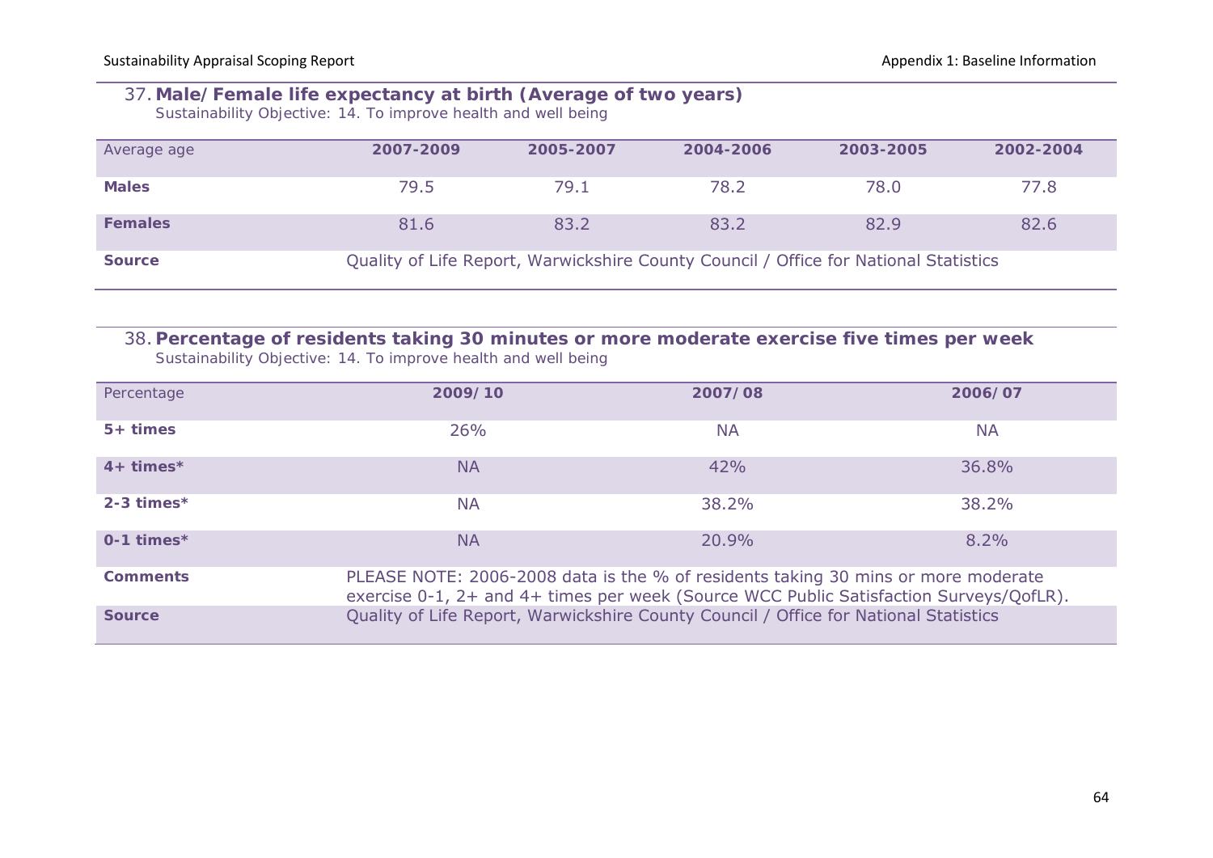## 37. Male/Female life expectancy at birth (Average of two years)

*Sustainability Objective: 14. To improve health and well being*

| Average age | 2007-2009 | 2005-2007 | 2004-2006 | 2003-2005 | 2002-2004 |
|---|---|---|---|---|---|
| **Males** | 79.5 | 79.1 | 78.2 | 78.0 | 77.8 |
| **Females** | 81.6 | 83.2 | 83.2 | 82.9 | 82.6 |
| **Source** | Quality of Life Report, Warwickshire County Council / Office for National Statistics | | | | |

## 38. Percentage of residents taking 30 minutes or more moderate exercise five times per week

*Sustainability Objective: 14. To improve health and well being*

| Percentage | 2009/10 | 2007/08 | 2006/07 |
|---|---|---|---|
| **5+ times** | 26% | NA | NA |
| **4+ times*** | NA | 42% | 36.8% |
| **2-3 times*** | NA | 38.2% | 38.2% |
| **0-1 times*** | NA | 20.9% | 8.2% |
| **Comments** | PLEASE NOTE: 2006-2008 data is the % of residents taking 30 mins or more moderate exercise 0-1, 2+ and 4+ times per week (Source WCC Public Satisfaction Surveys/QofLR). | | |
| **Source** | Quality of Life Report, Warwickshire County Council / Office for National Statistics | | |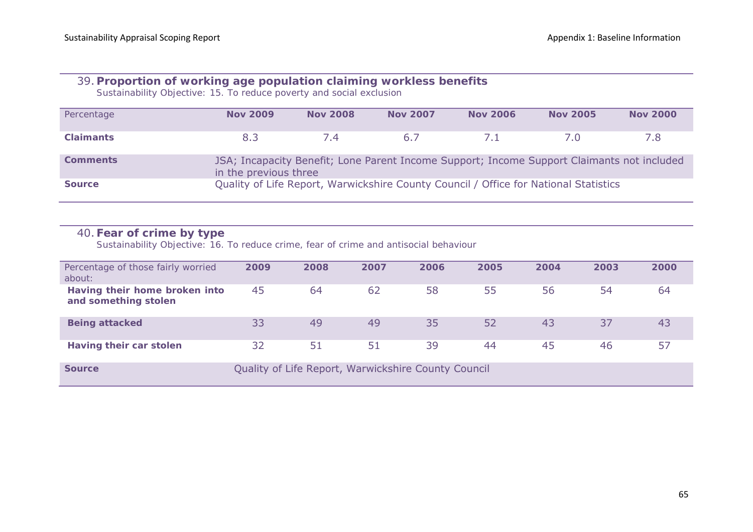### 39. Proportion of working age population claiming workless benefits

Sustainability Objective: 15. To reduce poverty and social exclusion

| Percentage | Nov 2009 | Nov 2008 | Nov 2007 | Nov 2006 | Nov 2005 | Nov 2000 |
|---|---|---|---|---|---|---|
| **Claimants** | 8.3 | 7.4 | 6.7 | 7.1 | 7.0 | 7.8 |
| **Comments** | JSA; Incapacity Benefit; Lone Parent Income Support; Income Support Claimants not included in the previous three | | | | | |
| **Source** | Quality of Life Report, Warwickshire County Council / Office for National Statistics | | | | | |

### 40. Fear of crime by type

Sustainability Objective: 16. To reduce crime, fear of crime and antisocial behaviour

| Percentage of those fairly worried about: | 2009 | 2008 | 2007 | 2006 | 2005 | 2004 | 2003 | 2000 |
|---|---|---|---|---|---|---|---|---|
| **Having their home broken into and something stolen** | 45 | 64 | 62 | 58 | 55 | 56 | 54 | 64 |
| **Being attacked** | 33 | 49 | 49 | 35 | 52 | 43 | 37 | 43 |
| **Having their car stolen** | 32 | 51 | 51 | 39 | 44 | 45 | 46 | 57 |
| **Source** | Quality of Life Report, Warwickshire County Council | | | | | | | |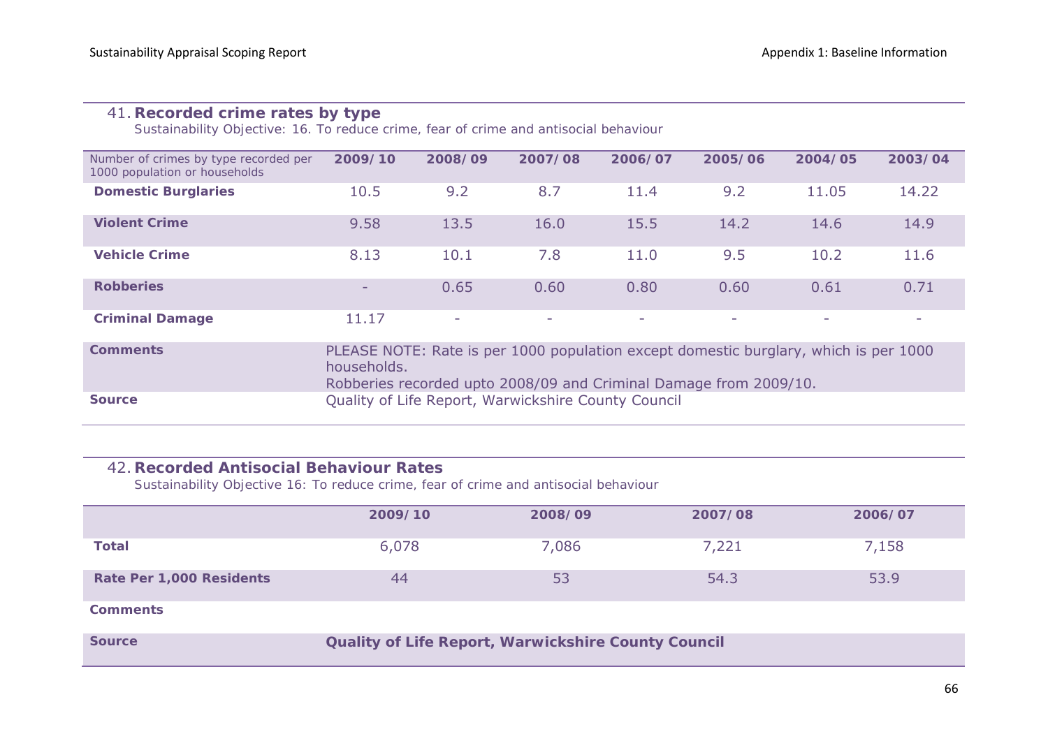## 41. Recorded crime rates by type

*Sustainability Objective: 16. To reduce crime, fear of crime and antisocial behaviour*

| Number of crimes by type recorded per 1000 population or households | 2009/10 | 2008/09 | 2007/08 | 2006/07 | 2005/06 | 2004/05 | 2003/04 |
|---|---|---|---|---|---|---|---|
| **Domestic Burglaries** | 10.5 | 9.2 | 8.7 | 11.4 | 9.2 | 11.05 | 14.22 |
| **Violent Crime** | 9.58 | 13.5 | 16.0 | 15.5 | 14.2 | 14.6 | 14.9 |
| **Vehicle Crime** | 8.13 | 10.1 | 7.8 | 11.0 | 9.5 | 10.2 | 11.6 |
| **Robberies** | - | 0.65 | 0.60 | 0.80 | 0.60 | 0.61 | 0.71 |
| **Criminal Damage** | 11.17 | - | - | - | - | - | - |
| **Comments** | PLEASE NOTE: Rate is per 1000 population except domestic burglary, which is per 1000 households. Robberies recorded upto 2008/09 and Criminal Damage from 2009/10. | | | | | | |
| **Source** | Quality of Life Report, Warwickshire County Council | | | | | | |

## 42. Recorded Antisocial Behaviour Rates

*Sustainability Objective 16: To reduce crime, fear of crime and antisocial behaviour*

| | 2009/10 | 2008/09 | 2007/08 | 2006/07 |
|---|---|---|---|---|
| **Total** | 6,078 | 7,086 | 7,221 | 7,158 |
| **Rate Per 1,000 Residents** | 44 | 53 | 54.3 | 53.9 |
| **Comments** | | | | |
| **Source** | **Quality of Life Report, Warwickshire County Council** | | | |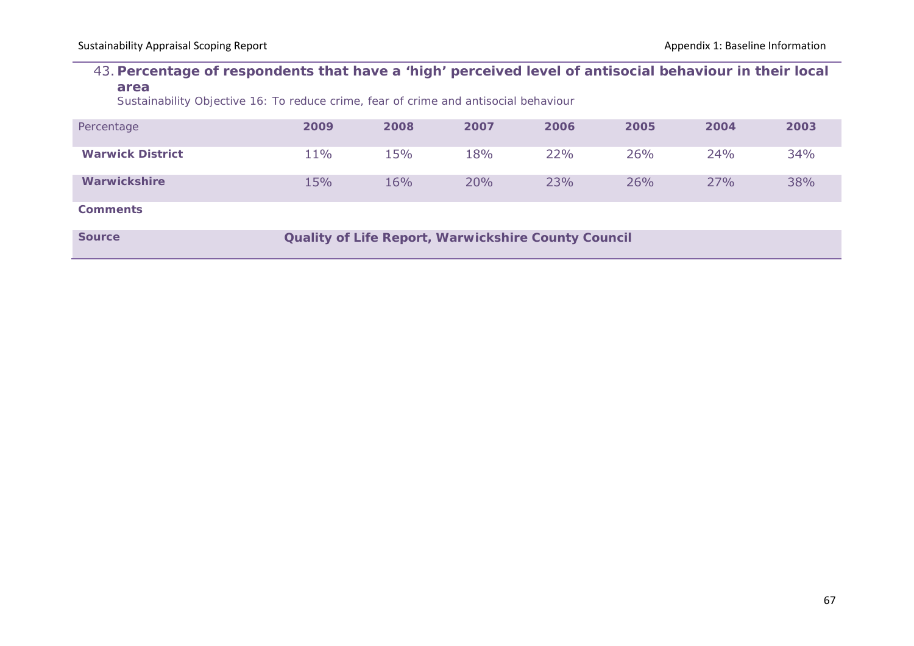### 43. Percentage of respondents that have a 'high' perceived level of antisocial behaviour in their local area

Sustainability Objective 16: To reduce crime, fear of crime and antisocial behaviour

| Percentage | 2009 | 2008 | 2007 | 2006 | 2005 | 2004 | 2003 |
|---|---|---|---|---|---|---|---|
| **Warwick District** | 11% | 15% | 18% | 22% | 26% | 24% | 34% |
| **Warwickshire** | 15% | 16% | 20% | 23% | 26% | 27% | 38% |
| **Comments** | | | | | | | |
| **Source** | **Quality of Life Report, Warwickshire County Council** | | | | | | |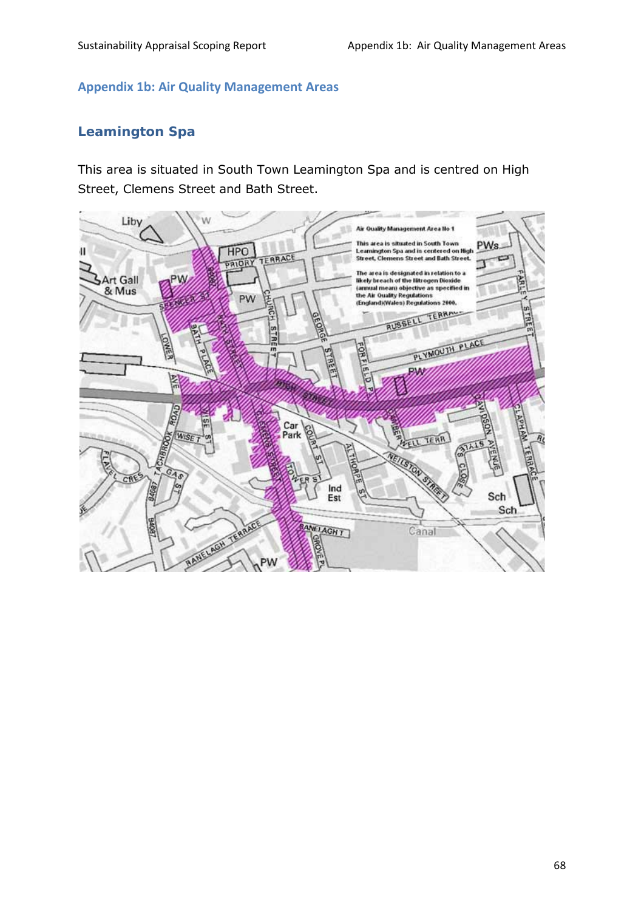## Appendix 1b: Air Quality Management Areas

### Leamington Spa

This area is situated in South Town Leamington Spa and is centred on High Street, Clemens Street and Bath Street.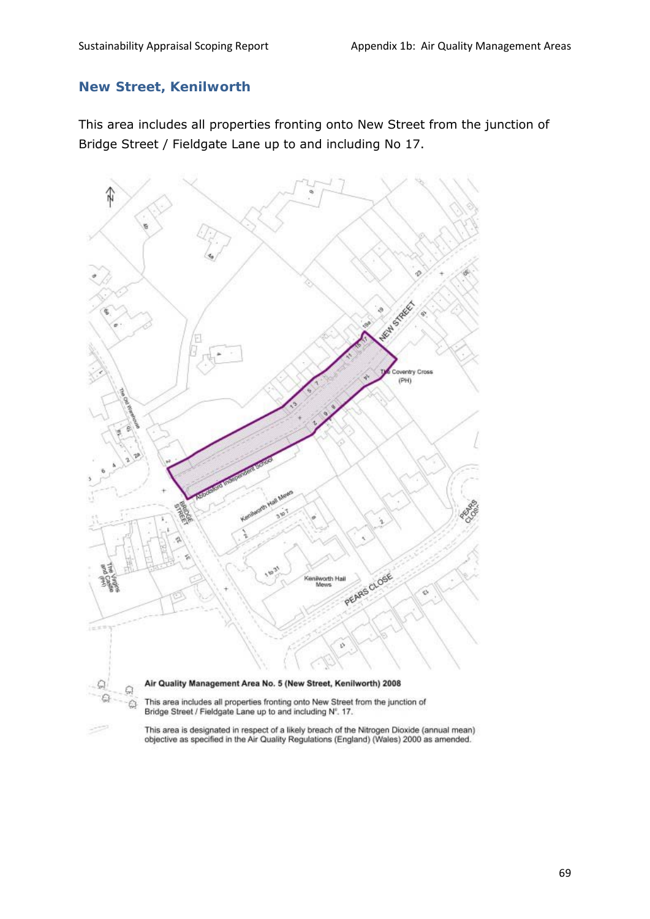## New Street, Kenilworth

This area includes all properties fronting onto New Street from the junction of Bridge Street / Fieldgate Lane up to and including No 17.

**Air Quality Management Area No. 5 (New Street, Kenilworth) 2008**

This area includes all properties fronting onto New Street from the junction of Bridge Street / Fieldgate Lane up to and including N°. 17.

This area is designated in respect of a likely breach of the Nitrogen Dioxide (annual mean) objective as specified in the Air Quality Regulations (England) (Wales) 2000 as amended.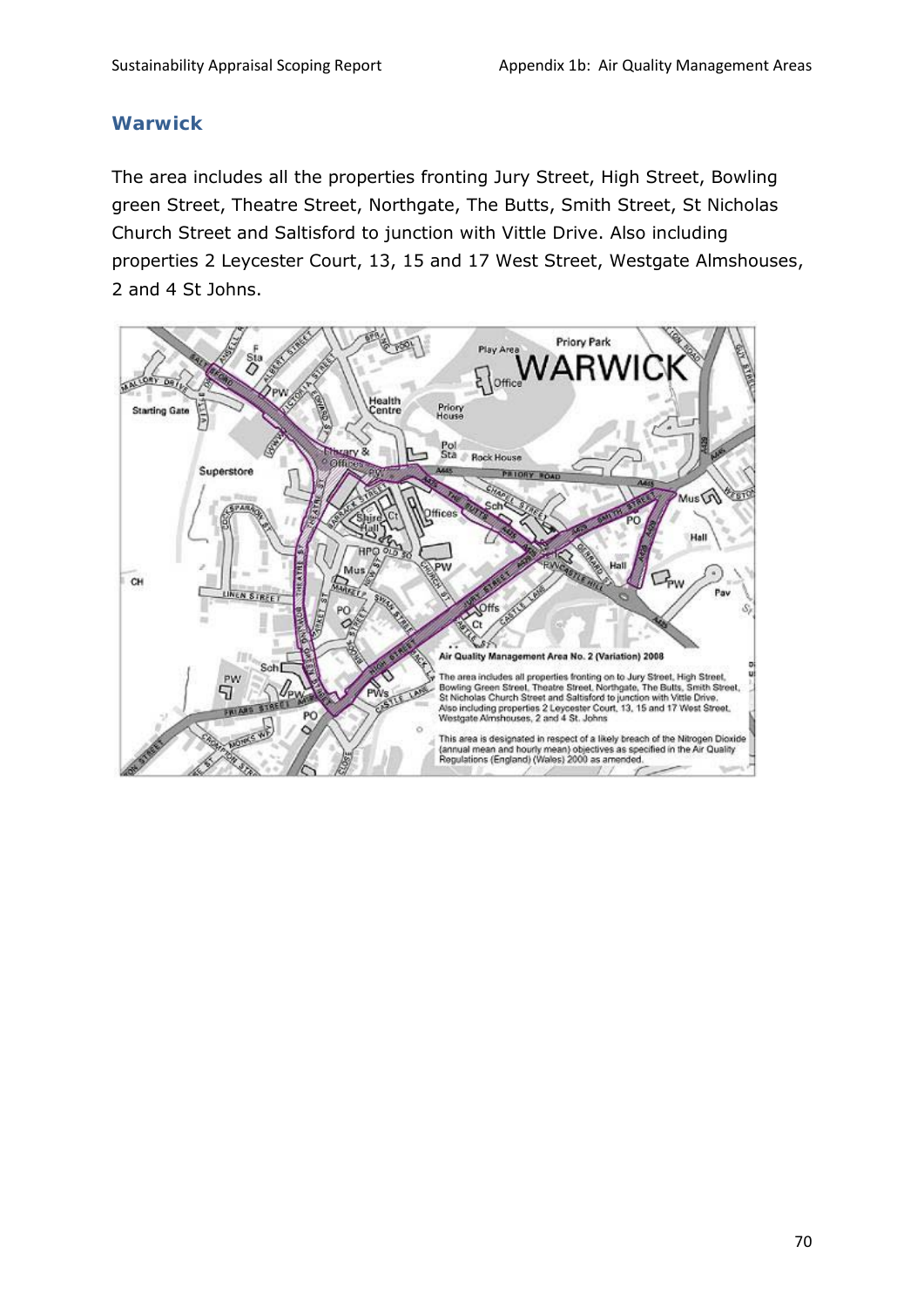## Warwick

The area includes all the properties fronting Jury Street, High Street, Bowling green Street, Theatre Street, Northgate, The Butts, Smith Street, St Nicholas Church Street and Saltisford to junction with Vittle Drive. Also including properties 2 Leycester Court, 13, 15 and 17 West Street, Westgate Almshouses, 2 and 4 St Johns.

**Air Quality Management Area No. 2 (Variation) 2008**

The area includes all properties fronting on to Jury Street, High Street, Bowling Green Street, Theatre Street, Northgate, The Butts, Smith Street, St Nicholas Church Street and Saltisford to junction with Vittle Drive. Also including properties 2 Leycester Court, 13, 15 and 17 West Street, Westgate Almshouses, 2 and 4 St. Johns

This area is designated in respect of a likely breach of the Nitrogen Dioxide (annual mean and hourly mean) objectives as specified in the Air Quality Regulations (England) (Wales) 2000 as amended.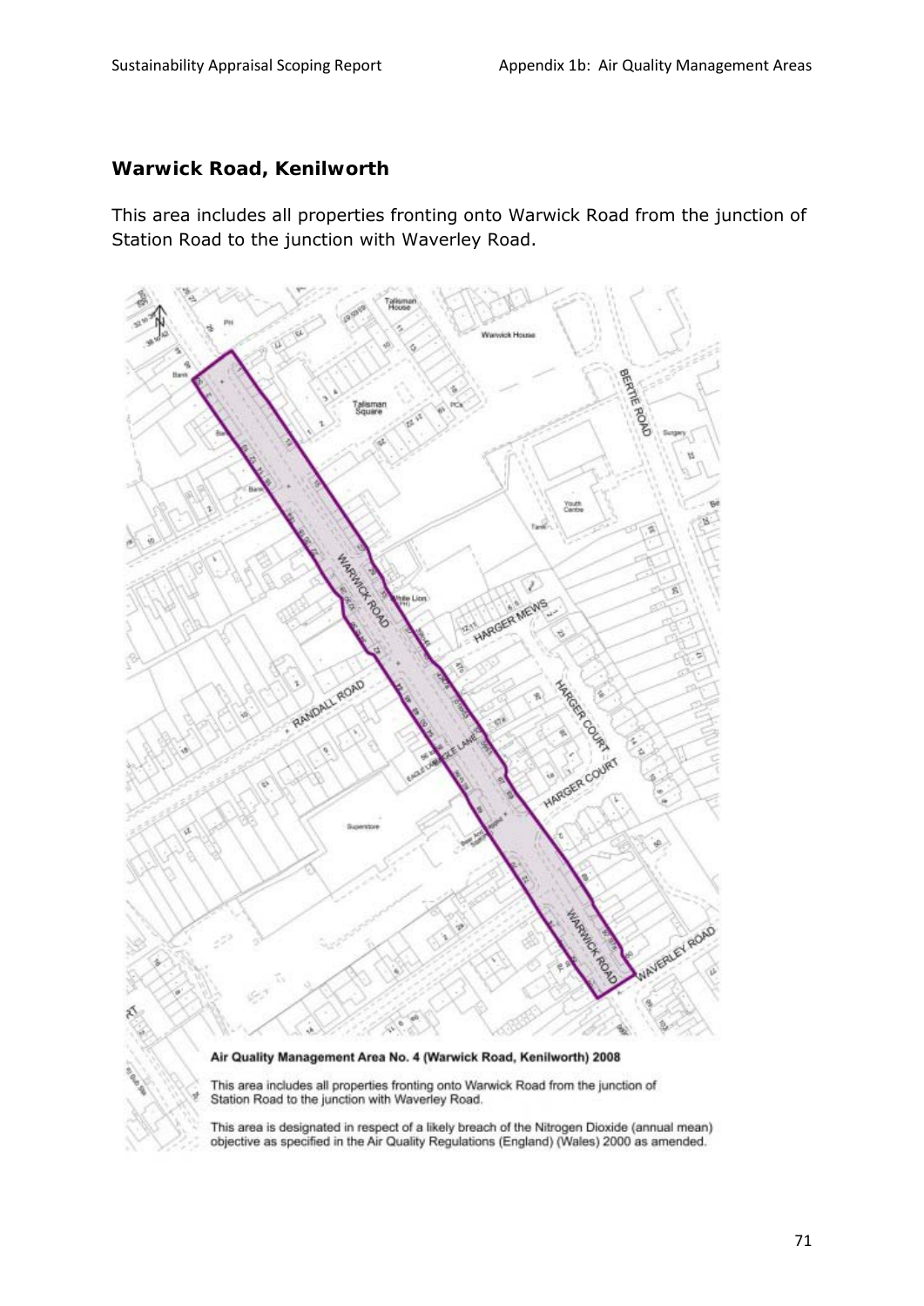## Warwick Road, Kenilworth

This area includes all properties fronting onto Warwick Road from the junction of Station Road to the junction with Waverley Road.

**Air Quality Management Area No. 4 (Warwick Road, Kenilworth) 2008**

This area includes all properties fronting onto Warwick Road from the junction of Station Road to the junction with Waverley Road.

This area is designated in respect of a likely breach of the Nitrogen Dioxide (annual mean) objective as specified in the Air Quality Regulations (England) (Wales) 2000 as amended.